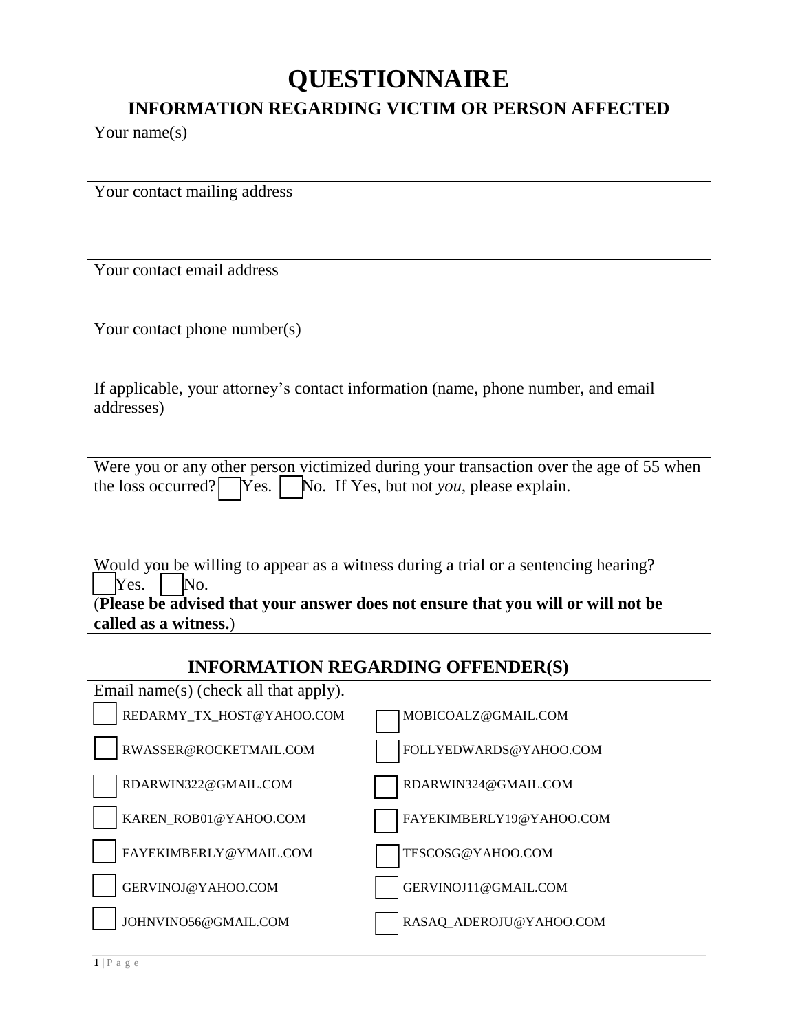# QUESTIONNAIRE

## INFORMATION REGARDING VICTIM OR PERSON AFFECTED

| Your name(s) |
|---|
| |

| Your contact mailing address |
|---|
| |

| Your contact email address |
|---|
| |

| Your contact phone number(s) |
|---|
| |

| If applicable, your attorney's contact information (name, phone number, and email addresses) |
|---|
| |

Were you or any other person victimized during your transaction over the age of 55 when the loss occurred? ☐ Yes. ☐ No. If Yes, but not *you*, please explain.

Would you be willing to appear as a witness during a trial or a sentencing hearing?
☐ Yes. ☐ No.
(**Please be advised that your answer does not ensure that you will or will not be called as a witness.**)

## INFORMATION REGARDING OFFENDER(S)

Email name(s) (check all that apply).

| | |
|---|---|
| ☐ REDARMY_TX_HOST@YAHOO.COM | ☐ MOBICOALZ@GMAIL.COM |
| ☐ RWASSER@ROCKETMAIL.COM | ☐ FOLLYEDWARDS@YAHOO.COM |
| ☐ RDARWIN322@GMAIL.COM | ☐ RDARWIN324@GMAIL.COM |
| ☐ KAREN_ROB01@YAHOO.COM | ☐ FAYEKIMBERLY19@YAHOO.COM |
| ☐ FAYEKIMBERLY@YMAIL.COM | ☐ TESCOSG@YAHOO.COM |
| ☐ GERVINOJ@YAHOO.COM | ☐ GERVINOJ11@GMAIL.COM |
| ☐ JOHNVINO56@GMAIL.COM | ☐ RASAQ_ADEROJU@YAHOO.COM |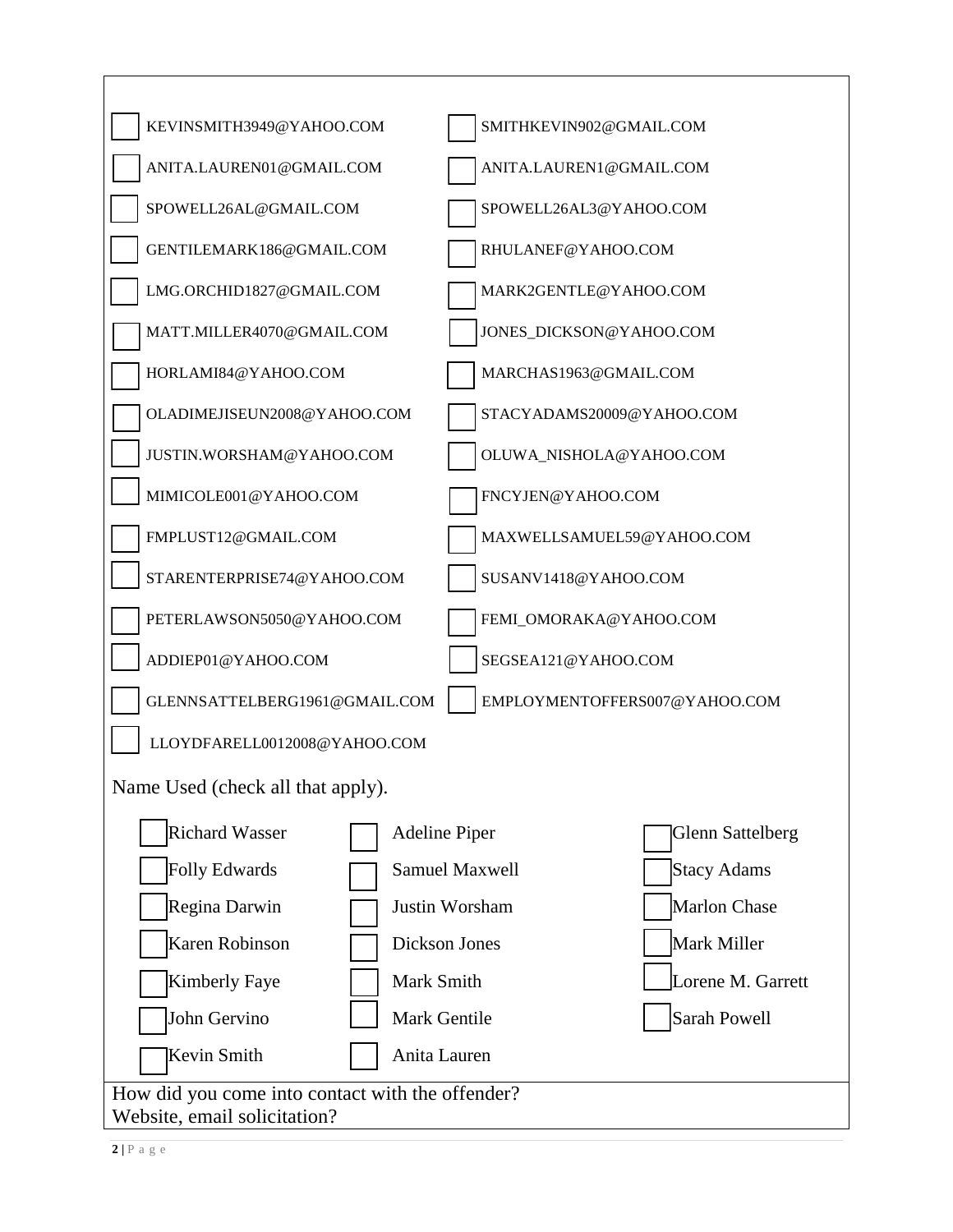- [ ] KEVINSMITH3949@YAHOO.COM
- [ ] SMITHKEVIN902@GMAIL.COM
- [ ] ANITA.LAUREN01@GMAIL.COM
- [ ] ANITA.LAUREN1@GMAIL.COM
- [ ] SPOWELL26AL@GMAIL.COM
- [ ] SPOWELL26AL3@YAHOO.COM
- [ ] GENTILEMARK186@GMAIL.COM
- [ ] RHULANEF@YAHOO.COM
- [ ] LMG.ORCHID1827@GMAIL.COM
- [ ] MARK2GENTLE@YAHOO.COM
- [ ] MATT.MILLER4070@GMAIL.COM
- [ ] JONES_DICKSON@YAHOO.COM
- [ ] HORLAMI84@YAHOO.COM
- [ ] MARCHAS1963@GMAIL.COM
- [ ] OLADIMEJISEUN2008@YAHOO.COM
- [ ] STACYADAMS20009@YAHOO.COM
- [ ] JUSTIN.WORSHAM@YAHOO.COM
- [ ] OLUWA_NISHOLA@YAHOO.COM
- [ ] MIMICOLE001@YAHOO.COM
- [ ] FNCYJEN@YAHOO.COM
- [ ] FMPLUST12@GMAIL.COM
- [ ] MAXWELLSAMUEL59@YAHOO.COM
- [ ] STARENTERPRISE74@YAHOO.COM
- [ ] SUSANV1418@YAHOO.COM
- [ ] PETERLAWSON5050@YAHOO.COM
- [ ] FEMI_OMORAKA@YAHOO.COM
- [ ] ADDIEP01@YAHOO.COM
- [ ] SEGSEA121@YAHOO.COM
- [ ] GLENNSATTELBERG1961@GMAIL.COM
- [ ] EMPLOYMENTOFFERS007@YAHOO.COM
- [ ] LLOYDFARELL0012008@YAHOO.COM

Name Used (check all that apply).

- [ ] Richard Wasser
- [ ] Adeline Piper
- [ ] Glenn Sattelberg
- [ ] Folly Edwards
- [ ] Samuel Maxwell
- [ ] Stacy Adams
- [ ] Regina Darwin
- [ ] Justin Worsham
- [ ] Marlon Chase
- [ ] Karen Robinson
- [ ] Dickson Jones
- [ ] Mark Miller
- [ ] Kimberly Faye
- [ ] Mark Smith
- [ ] Lorene M. Garrett
- [ ] John Gervino
- [ ] Mark Gentile
- [ ] Sarah Powell
- [ ] Kevin Smith
- [ ] Anita Lauren

How did you come into contact with the offender?
Website, email solicitation?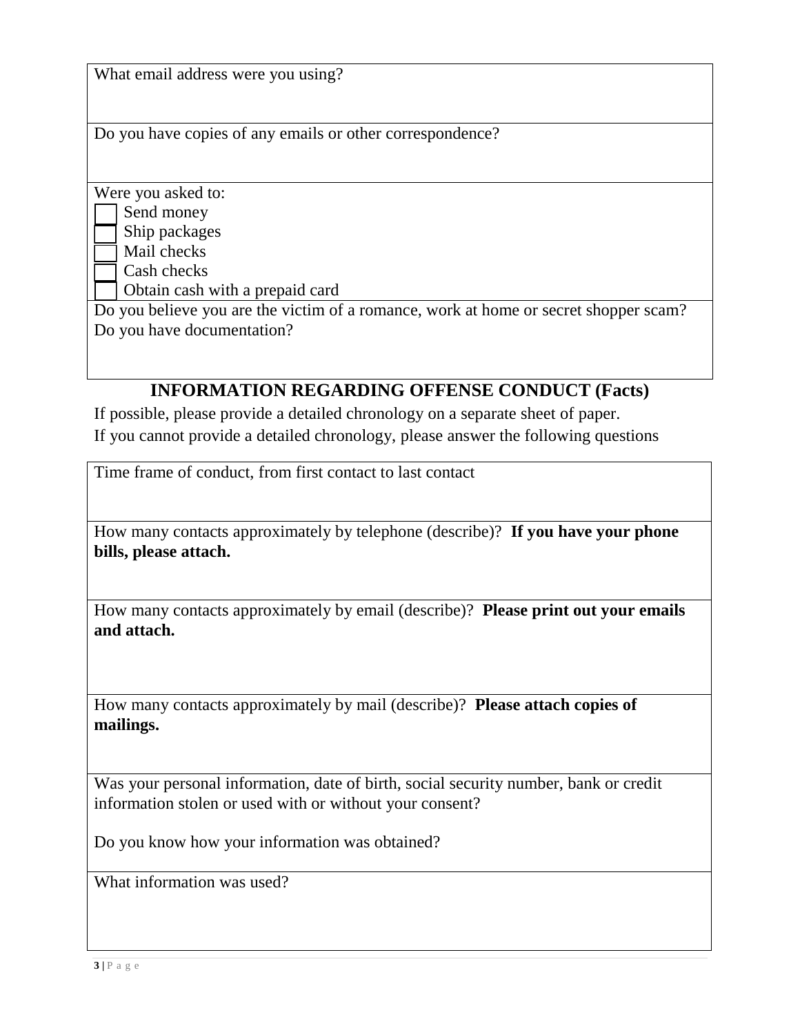What email address were you using?

Do you have copies of any emails or other correspondence?

Were you asked to:

- [ ] Send money
- [ ] Ship packages
- [ ] Mail checks
- [ ] Cash checks
- [ ] Obtain cash with a prepaid card

Do you believe you are the victim of a romance, work at home or secret shopper scam? Do you have documentation?

## INFORMATION REGARDING OFFENSE CONDUCT (Facts)

If possible, please provide a detailed chronology on a separate sheet of paper.
If you cannot provide a detailed chronology, please answer the following questions

Time frame of conduct, from first contact to last contact

How many contacts approximately by telephone (describe)? **If you have your phone bills, please attach.**

How many contacts approximately by email (describe)? **Please print out your emails and attach.**

How many contacts approximately by mail (describe)? **Please attach copies of mailings.**

Was your personal information, date of birth, social security number, bank or credit information stolen or used with or without your consent?

Do you know how your information was obtained?

What information was used?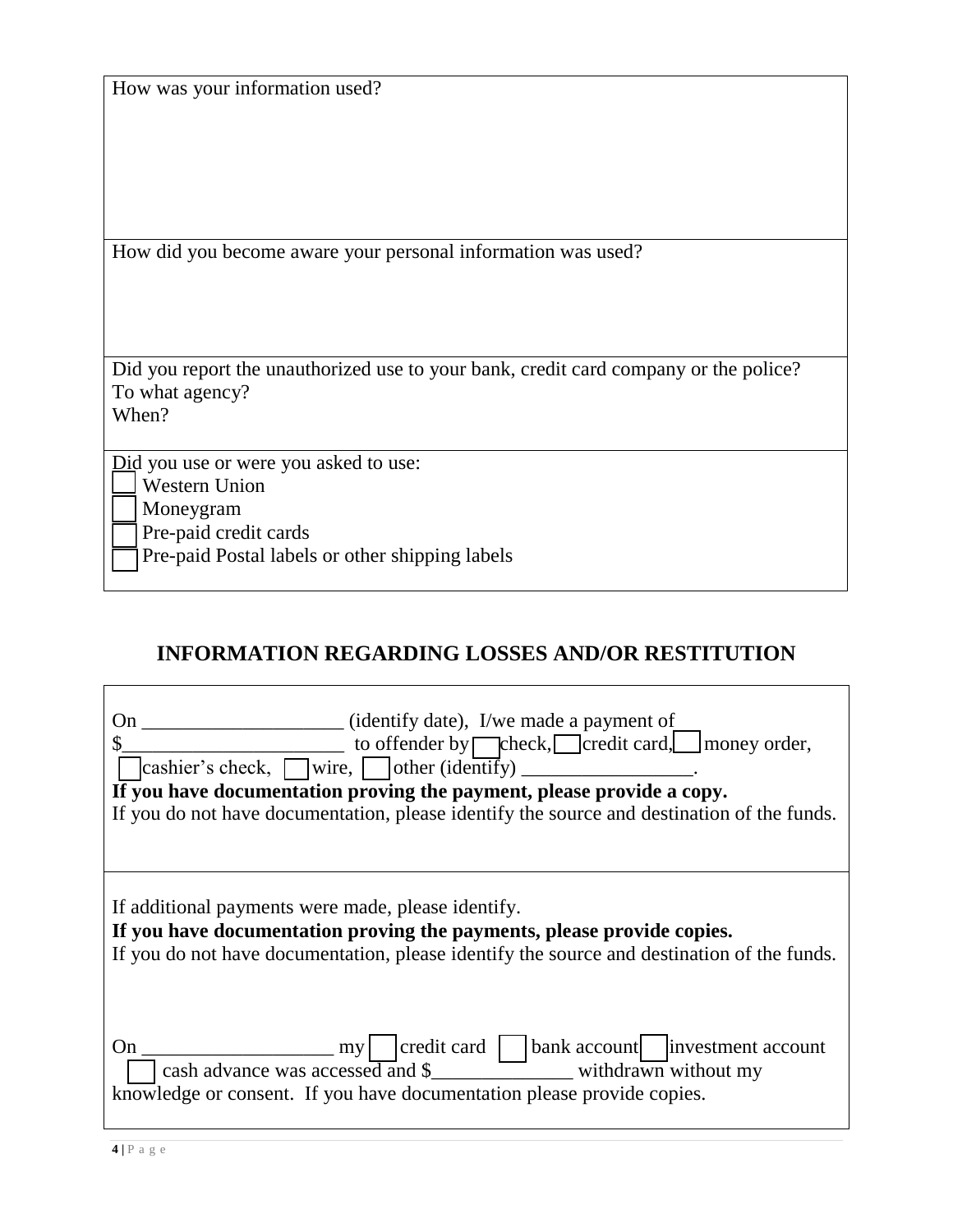How was your information used?

How did you become aware your personal information was used?

Did you report the unauthorized use to your bank, credit card company or the police?
To what agency?
When?

Did you use or were you asked to use:

- ☐ Western Union
- ☐ Moneygram
- ☐ Pre-paid credit cards
- ☐ Pre-paid Postal labels or other shipping labels

## INFORMATION REGARDING LOSSES AND/OR RESTITUTION

On ____________________ (identify date), I/we made a payment of $______________________ to offender by ☐ check, ☐ credit card, ☐ money order, ☐ cashier's check, ☐ wire, ☐ other (identify) _________________.

**If you have documentation proving the payment, please provide a copy.**

If you do not have documentation, please identify the source and destination of the funds.

If additional payments were made, please identify.

**If you have documentation proving the payments, please provide copies.**

If you do not have documentation, please identify the source and destination of the funds.

On ___________________ my ☐ credit card ☐ bank account ☐ investment account ☐ cash advance was accessed and $______________ withdrawn without my knowledge or consent. If you have documentation please provide copies.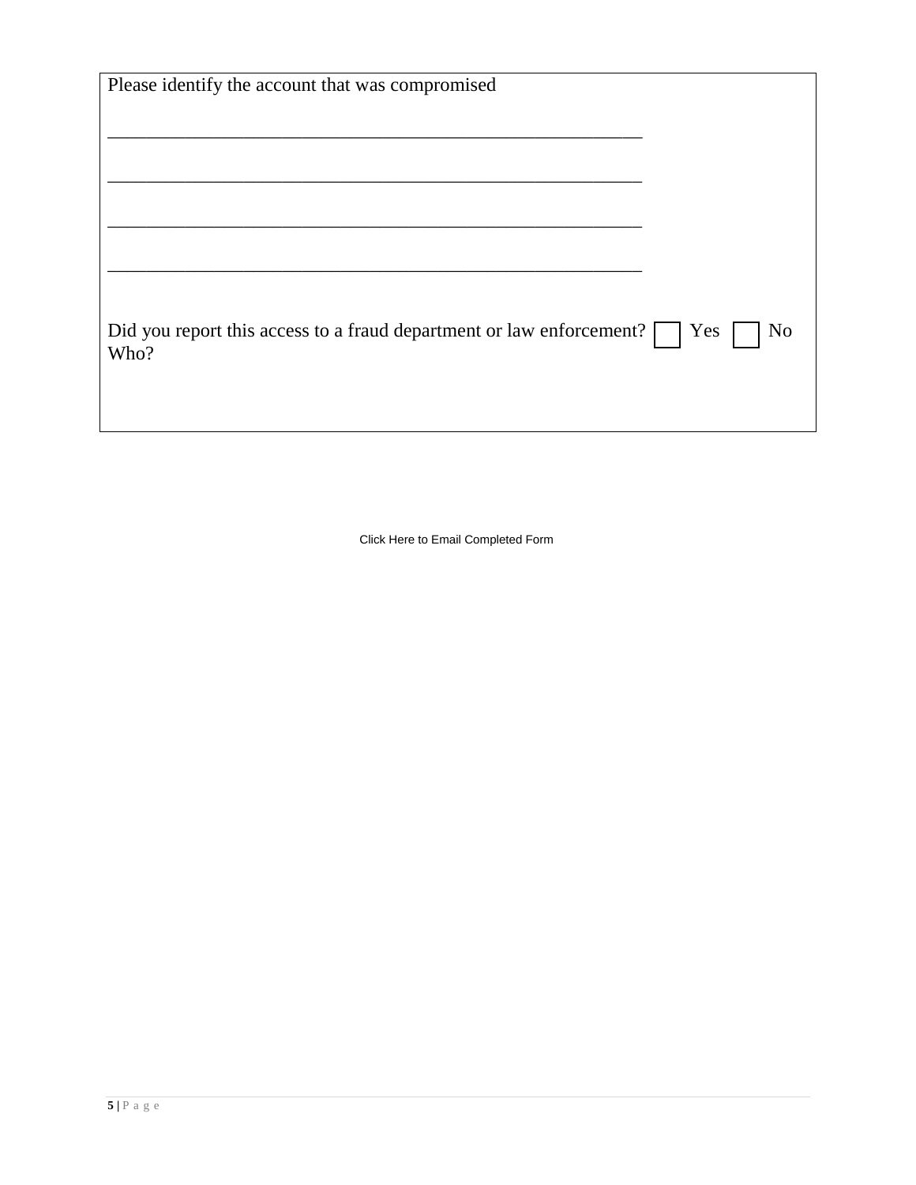Please identify the account that was compromised

____________________________________________________________

____________________________________________________________

____________________________________________________________

____________________________________________________________

Did you report this access to a fraud department or law enforcement? ☐ Yes ☐ No
Who?

Click Here to Email Completed Form